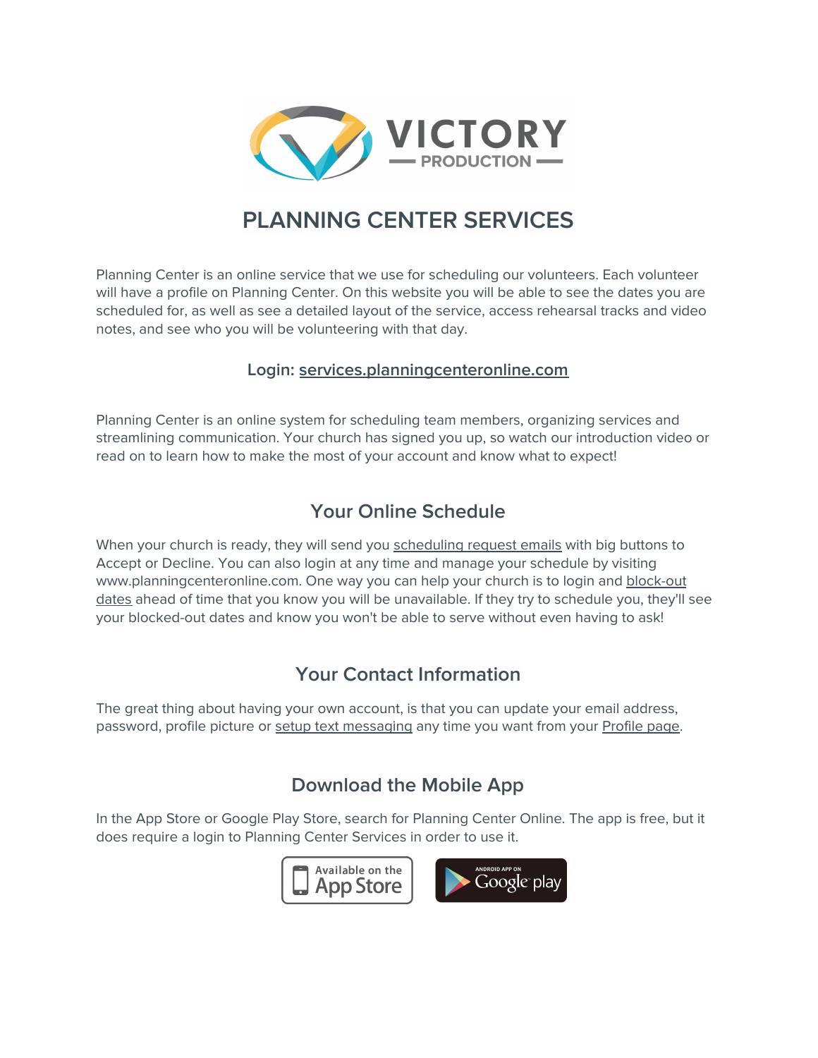# VICTORY PRODUCTION

## PLANNING CENTER SERVICES

Planning Center is an online service that we use for scheduling our volunteers. Each volunteer will have a profile on Planning Center. On this website you will be able to see the dates you are scheduled for, as well as see a detailed layout of the service, access rehearsal tracks and video notes, and see who you will be volunteering with that day.

**Login: services.planningcenteronline.com**

Planning Center is an online system for scheduling team members, organizing services and streamlining communication. Your church has signed you up, so watch our introduction video or read on to learn how to make the most of your account and know what to expect!

### Your Online Schedule

When your church is ready, they will send you scheduling request emails with big buttons to Accept or Decline. You can also login at any time and manage your schedule by visiting www.planningcenteronline.com. One way you can help your church is to login and block-out dates ahead of time that you know you will be unavailable. If they try to schedule you, they'll see your blocked-out dates and know you won't be able to serve without even having to ask!

### Your Contact Information

The great thing about having your own account, is that you can update your email address, password, profile picture or setup text messaging any time you want from your Profile page.

### Download the Mobile App

In the App Store or Google Play Store, search for Planning Center Online. The app is free, but it does require a login to Planning Center Services in order to use it.

Available on the App Store

ANDROID APP ON Google play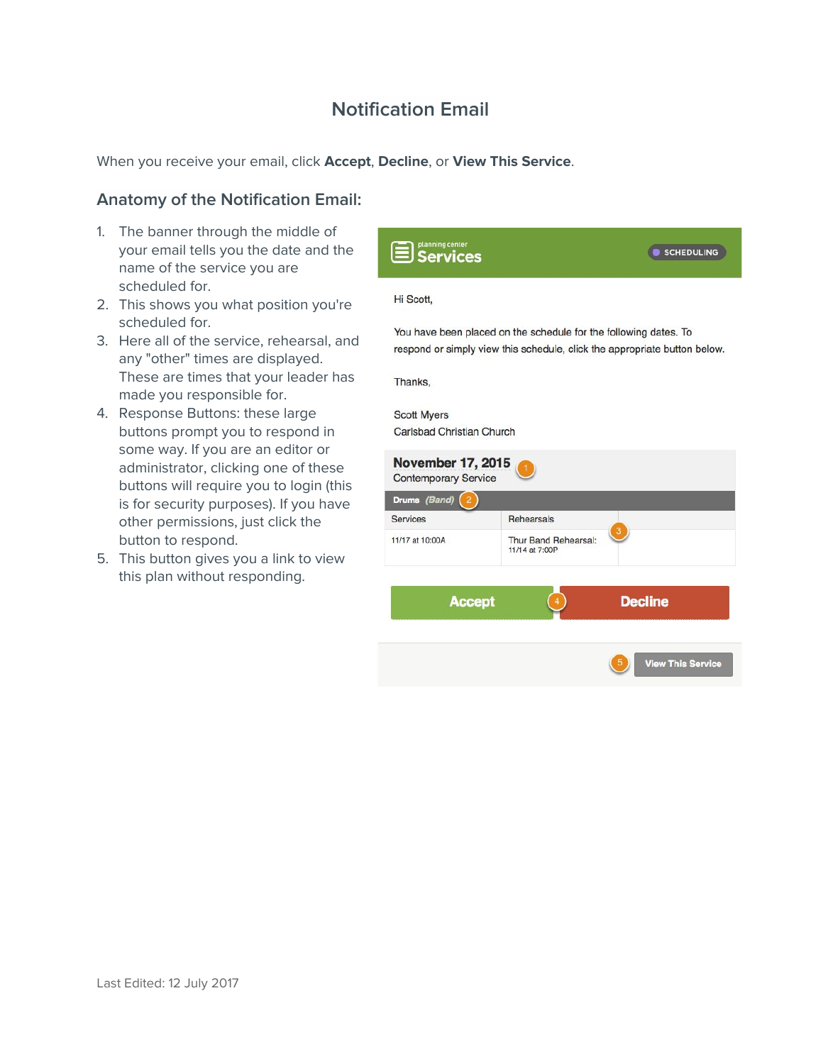# Notification Email

When you receive your email, click **Accept**, **Decline**, or **View This Service**.

## Anatomy of the Notification Email:

1. The banner through the middle of your email tells you the date and the name of the service you are scheduled for.
2. This shows you what position you're scheduled for.
3. Here all of the service, rehearsal, and any "other" times are displayed. These are times that your leader has made you responsible for.
4. Response Buttons: these large buttons prompt you to respond in some way. If you are an editor or administrator, clicking one of these buttons will require you to login (this is for security purposes). If you have other permissions, just click the button to respond.
5. This button gives you a link to view this plan without responding.

planning center **Services** SCHEDULING

Hi Scott,

You have been placed on the schedule for the following dates. To respond or simply view this schedule, click the appropriate button below.

Thanks,

Scott Myers
Carlsbad Christian Church

**November 17, 2015** (1)
Contemporary Service

**Drums** *(Band)* (2)

| Services | Rehearsals | |
|---|---|---|
| 11/17 at 10:00A | Thur Band Rehearsal: 11/14 at 7:00P | (3) |

**Accept** (4) **Decline**

(5) **View This Service**

Last Edited: 12 July 2017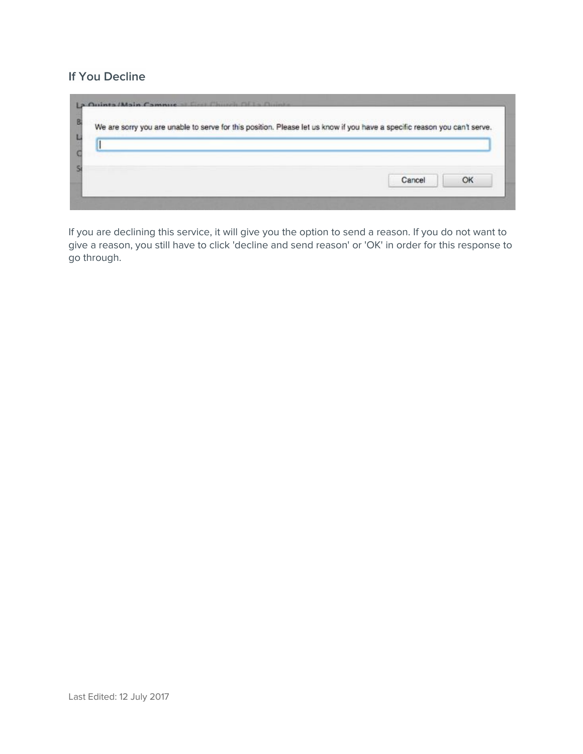### If You Decline

If you are declining this service, it will give you the option to send a reason. If you do not want to give a reason, you still have to click 'decline and send reason' or 'OK' in order for this response to go through.

Last Edited: 12 July 2017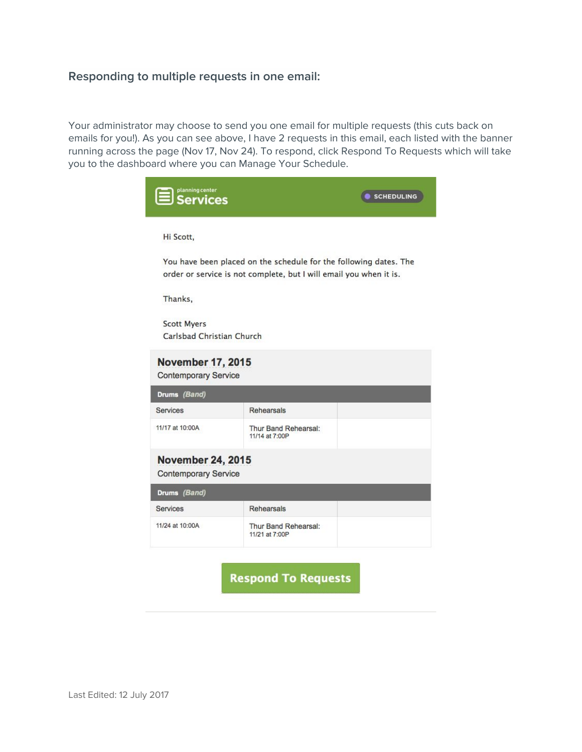### Responding to multiple requests in one email:

Your administrator may choose to send you one email for multiple requests (this cuts back on emails for you!). As you can see above, I have 2 requests in this email, each listed with the banner running across the page (Nov 17, Nov 24). To respond, click Respond To Requests which will take you to the dashboard where you can Manage Your Schedule.

planning center **Services** SCHEDULING

Hi Scott,

You have been placed on the schedule for the following dates. The order or service is not complete, but I will email you when it is.

Thanks,

Scott Myers
Carlsbad Christian Church

**November 17, 2015**
Contemporary Service

**Drums** *(Band)*

| Services | Rehearsals | |
|---|---|---|
| 11/17 at 10:00A | Thur Band Rehearsal: 11/14 at 7:00P | |

**November 24, 2015**
Contemporary Service

**Drums** *(Band)*

| Services | Rehearsals | |
|---|---|---|
| 11/24 at 10:00A | Thur Band Rehearsal: 11/21 at 7:00P | |

**Respond To Requests**

Last Edited: 12 July 2017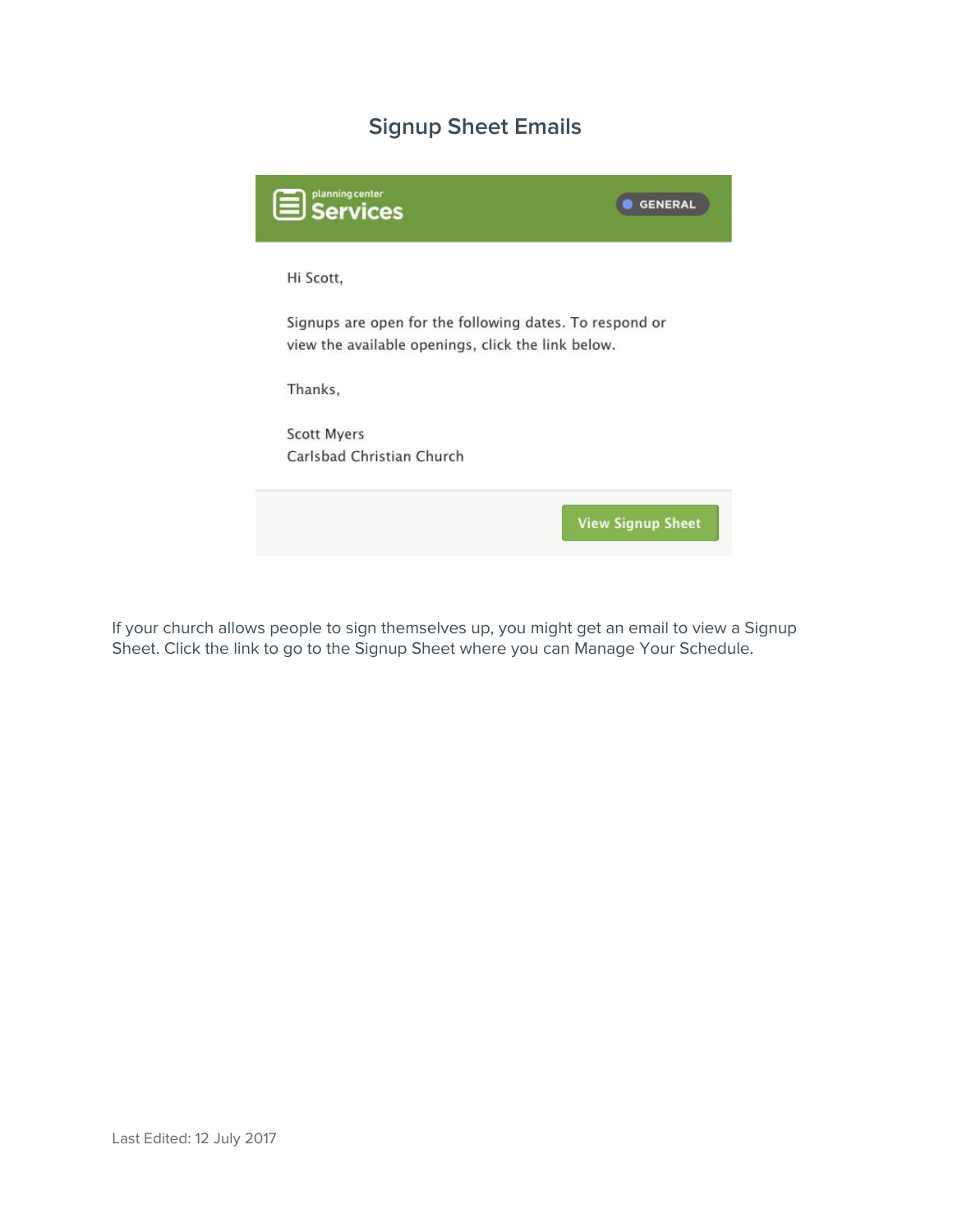## Signup Sheet Emails

planning center Services GENERAL

Hi Scott,

Signups are open for the following dates. To respond or view the available openings, click the link below.

Thanks,

Scott Myers
Carlsbad Christian Church

View Signup Sheet

If your church allows people to sign themselves up, you might get an email to view a Signup Sheet. Click the link to go to the Signup Sheet where you can Manage Your Schedule.

Last Edited: 12 July 2017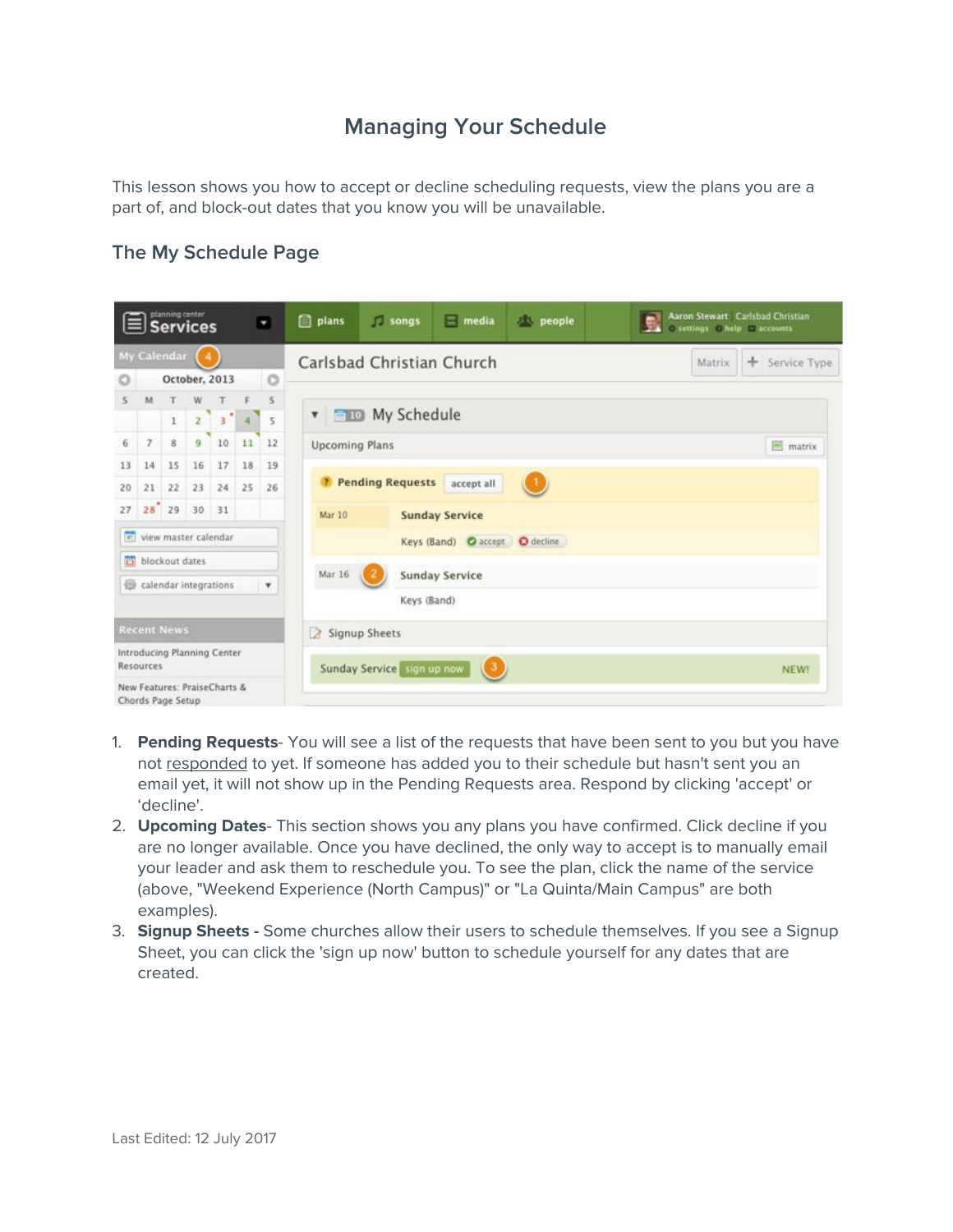# Managing Your Schedule

This lesson shows you how to accept or decline scheduling requests, view the plans you are a part of, and block-out dates that you know you will be unavailable.

## The My Schedule Page

1. **Pending Requests**- You will see a list of the requests that have been sent to you but you have not responded to yet. If someone has added you to their schedule but hasn't sent you an email yet, it will not show up in the Pending Requests area. Respond by clicking 'accept' or 'decline'.
2. **Upcoming Dates**- This section shows you any plans you have confirmed. Click decline if you are no longer available. Once you have declined, the only way to accept is to manually email your leader and ask them to reschedule you. To see the plan, click the name of the service (above, "Weekend Experience (North Campus)" or "La Quinta/Main Campus" are both examples).
3. **Signup Sheets -** Some churches allow their users to schedule themselves. If you see a Signup Sheet, you can click the 'sign up now' button to schedule yourself for any dates that are created.

Last Edited: 12 July 2017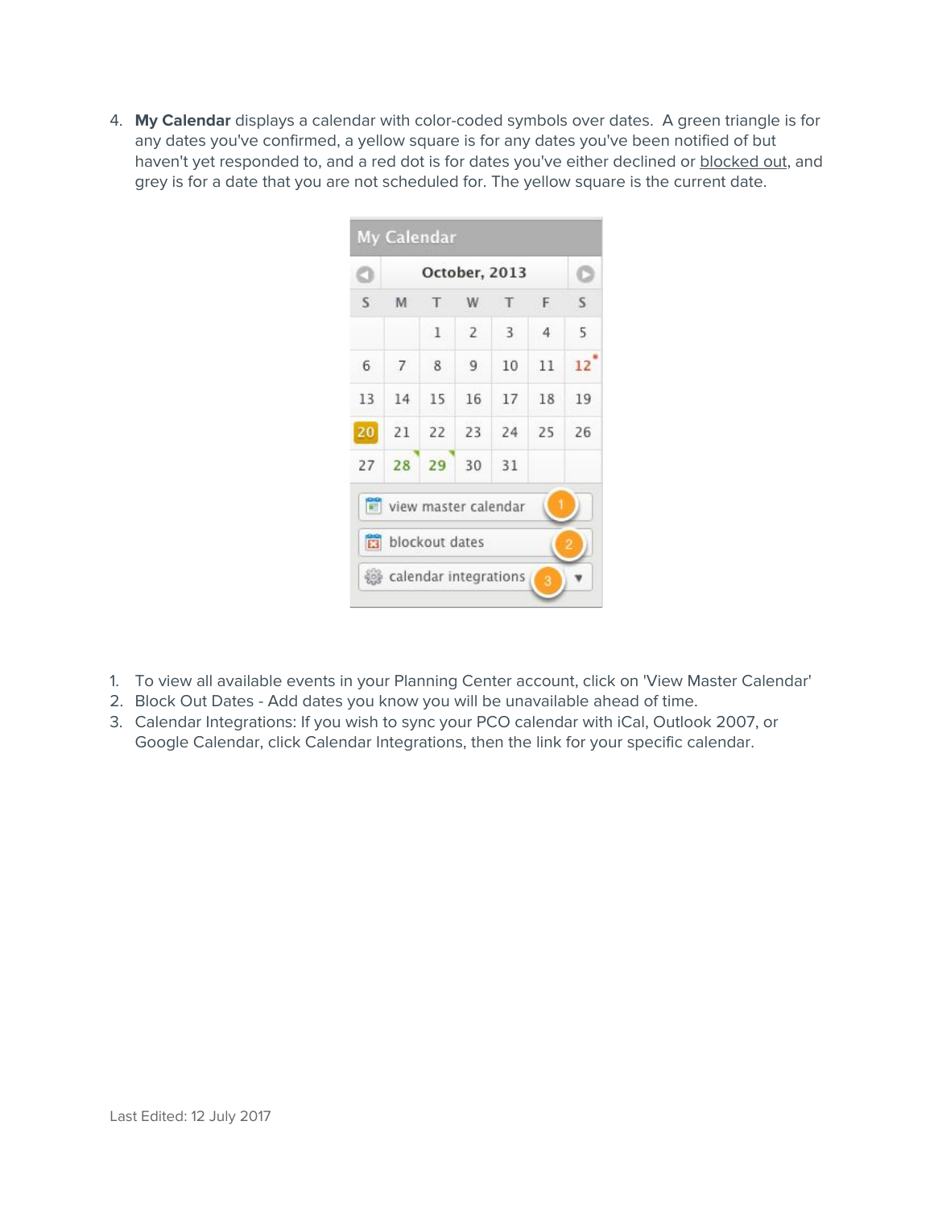4. **My Calendar** displays a calendar with color-coded symbols over dates. A green triangle is for any dates you've confirmed, a yellow square is for any dates you've been notified of but haven't yet responded to, and a red dot is for dates you've either declined or blocked out, and grey is for a date that you are not scheduled for. The yellow square is the current date.

1. To view all available events in your Planning Center account, click on 'View Master Calendar'
2. Block Out Dates - Add dates you know you will be unavailable ahead of time.
3. Calendar Integrations: If you wish to sync your PCO calendar with iCal, Outlook 2007, or Google Calendar, click Calendar Integrations, then the link for your specific calendar.

Last Edited: 12 July 2017